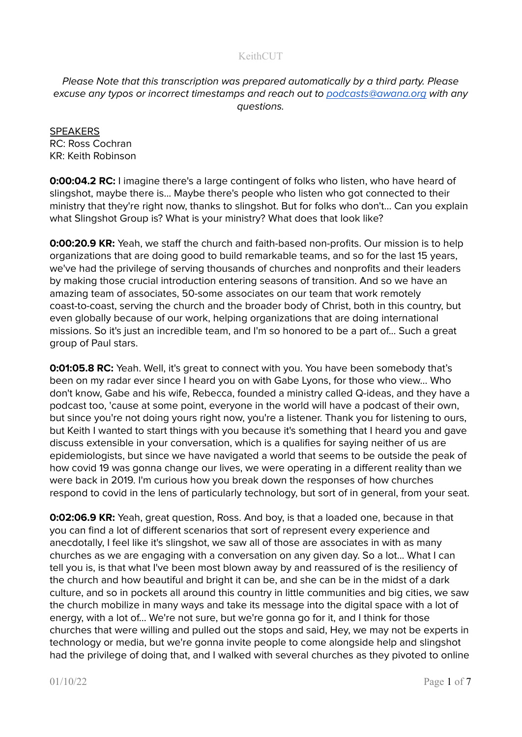KeithCUT

*Please Note that this transcription was prepared automatically by a third party. Please excuse any typos or incorrect timestamps and reach out to [podcasts@awana.org](mailto:podcasts@awana.org) with any questions.*

SPEAKERS
RC: Ross Cochran
KR: Keith Robinson

**0:00:04.2 RC:** I imagine there's a large contingent of folks who listen, who have heard of slingshot, maybe there is... Maybe there's people who listen who got connected to their ministry that they're right now, thanks to slingshot. But for folks who don't... Can you explain what Slingshot Group is? What is your ministry? What does that look like?

**0:00:20.9 KR:** Yeah, we staff the church and faith-based non-profits. Our mission is to help organizations that are doing good to build remarkable teams, and so for the last 15 years, we've had the privilege of serving thousands of churches and nonprofits and their leaders by making those crucial introduction entering seasons of transition. And so we have an amazing team of associates, 50-some associates on our team that work remotely coast-to-coast, serving the church and the broader body of Christ, both in this country, but even globally because of our work, helping organizations that are doing international missions. So it's just an incredible team, and I'm so honored to be a part of... Such a great group of Paul stars.

**0:01:05.8 RC:** Yeah. Well, it's great to connect with you. You have been somebody that's been on my radar ever since I heard you on with Gabe Lyons, for those who view... Who don't know, Gabe and his wife, Rebecca, founded a ministry called Q-ideas, and they have a podcast too, 'cause at some point, everyone in the world will have a podcast of their own, but since you're not doing yours right now, you're a listener. Thank you for listening to ours, but Keith I wanted to start things with you because it's something that I heard you and gave discuss extensible in your conversation, which is a qualifies for saying neither of us are epidemiologists, but since we have navigated a world that seems to be outside the peak of how covid 19 was gonna change our lives, we were operating in a different reality than we were back in 2019. I'm curious how you break down the responses of how churches respond to covid in the lens of particularly technology, but sort of in general, from your seat.

**0:02:06.9 KR:** Yeah, great question, Ross. And boy, is that a loaded one, because in that you can find a lot of different scenarios that sort of represent every experience and anecdotally, I feel like it's slingshot, we saw all of those are associates in with as many churches as we are engaging with a conversation on any given day. So a lot... What I can tell you is, is that what I've been most blown away by and reassured of is the resiliency of the church and how beautiful and bright it can be, and she can be in the midst of a dark culture, and so in pockets all around this country in little communities and big cities, we saw the church mobilize in many ways and take its message into the digital space with a lot of energy, with a lot of... We're not sure, but we're gonna go for it, and I think for those churches that were willing and pulled out the stops and said, Hey, we may not be experts in technology or media, but we're gonna invite people to come alongside help and slingshot had the privilege of doing that, and I walked with several churches as they pivoted to online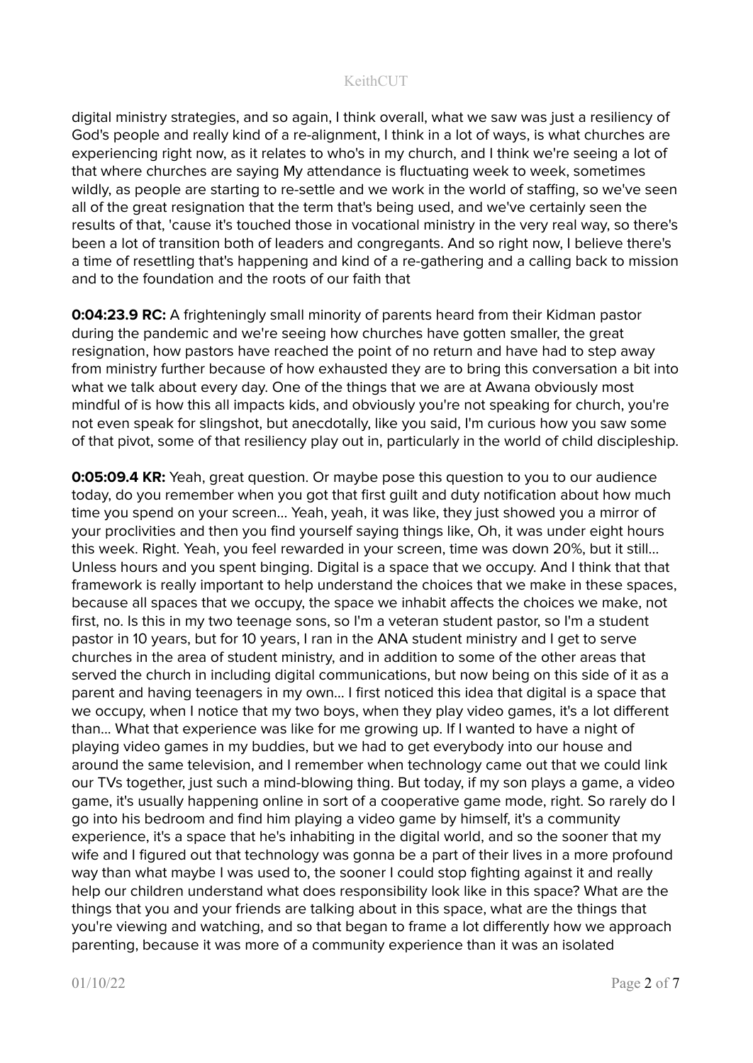digital ministry strategies, and so again, I think overall, what we saw was just a resiliency of God's people and really kind of a re-alignment, I think in a lot of ways, is what churches are experiencing right now, as it relates to who's in my church, and I think we're seeing a lot of that where churches are saying My attendance is fluctuating week to week, sometimes wildly, as people are starting to re-settle and we work in the world of staffing, so we've seen all of the great resignation that the term that's being used, and we've certainly seen the results of that, 'cause it's touched those in vocational ministry in the very real way, so there's been a lot of transition both of leaders and congregants. And so right now, I believe there's a time of resettling that's happening and kind of a re-gathering and a calling back to mission and to the foundation and the roots of our faith that

**0:04:23.9 RC:** A frighteningly small minority of parents heard from their Kidman pastor during the pandemic and we're seeing how churches have gotten smaller, the great resignation, how pastors have reached the point of no return and have had to step away from ministry further because of how exhausted they are to bring this conversation a bit into what we talk about every day. One of the things that we are at Awana obviously most mindful of is how this all impacts kids, and obviously you're not speaking for church, you're not even speak for slingshot, but anecdotally, like you said, I'm curious how you saw some of that pivot, some of that resiliency play out in, particularly in the world of child discipleship.

**0:05:09.4 KR:** Yeah, great question. Or maybe pose this question to you to our audience today, do you remember when you got that first guilt and duty notification about how much time you spend on your screen... Yeah, yeah, it was like, they just showed you a mirror of your proclivities and then you find yourself saying things like, Oh, it was under eight hours this week. Right. Yeah, you feel rewarded in your screen, time was down 20%, but it still... Unless hours and you spent binging. Digital is a space that we occupy. And I think that that framework is really important to help understand the choices that we make in these spaces, because all spaces that we occupy, the space we inhabit affects the choices we make, not first, no. Is this in my two teenage sons, so I'm a veteran student pastor, so I'm a student pastor in 10 years, but for 10 years, I ran in the ANA student ministry and I get to serve churches in the area of student ministry, and in addition to some of the other areas that served the church in including digital communications, but now being on this side of it as a parent and having teenagers in my own... I first noticed this idea that digital is a space that we occupy, when I notice that my two boys, when they play video games, it's a lot different than... What that experience was like for me growing up. If I wanted to have a night of playing video games in my buddies, but we had to get everybody into our house and around the same television, and I remember when technology came out that we could link our TVs together, just such a mind-blowing thing. But today, if my son plays a game, a video game, it's usually happening online in sort of a cooperative game mode, right. So rarely do I go into his bedroom and find him playing a video game by himself, it's a community experience, it's a space that he's inhabiting in the digital world, and so the sooner that my wife and I figured out that technology was gonna be a part of their lives in a more profound way than what maybe I was used to, the sooner I could stop fighting against it and really help our children understand what does responsibility look like in this space? What are the things that you and your friends are talking about in this space, what are the things that you're viewing and watching, and so that began to frame a lot differently how we approach parenting, because it was more of a community experience than it was an isolated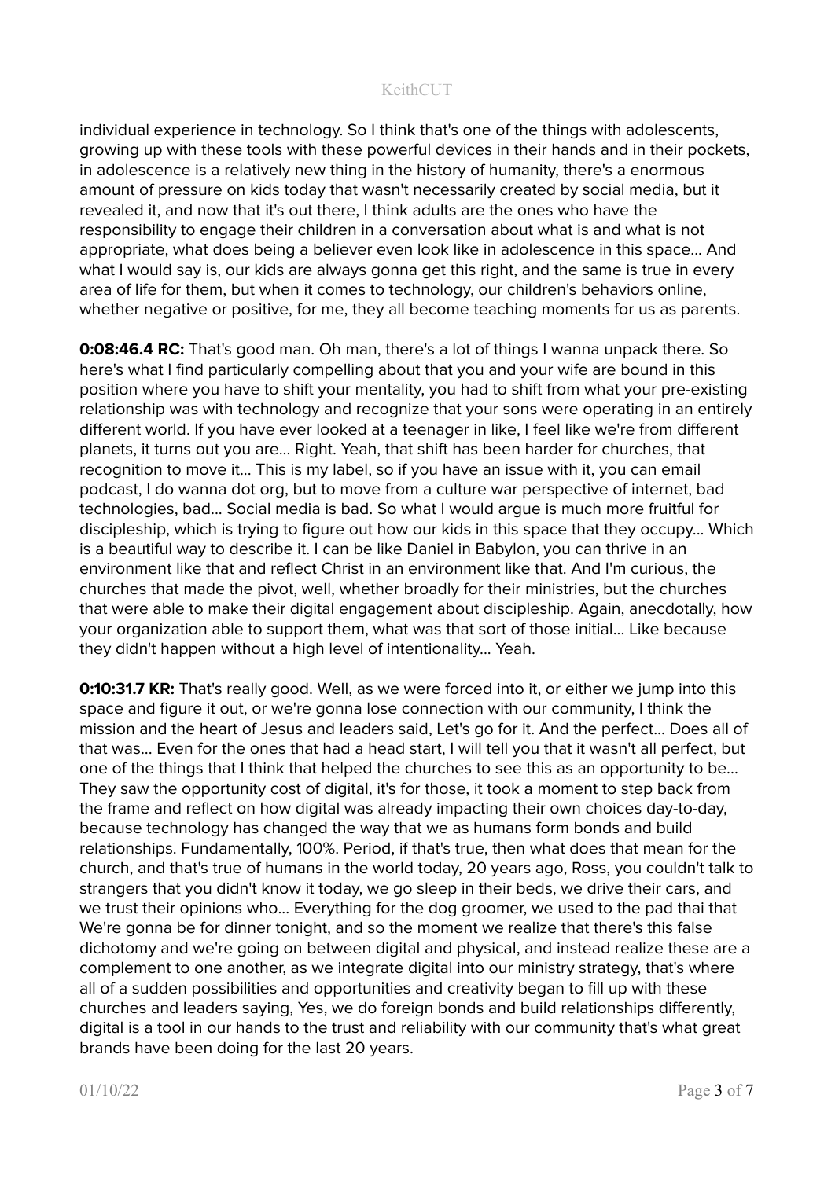individual experience in technology. So I think that's one of the things with adolescents, growing up with these tools with these powerful devices in their hands and in their pockets, in adolescence is a relatively new thing in the history of humanity, there's a enormous amount of pressure on kids today that wasn't necessarily created by social media, but it revealed it, and now that it's out there, I think adults are the ones who have the responsibility to engage their children in a conversation about what is and what is not appropriate, what does being a believer even look like in adolescence in this space... And what I would say is, our kids are always gonna get this right, and the same is true in every area of life for them, but when it comes to technology, our children's behaviors online, whether negative or positive, for me, they all become teaching moments for us as parents.

**0:08:46.4 RC:** That's good man. Oh man, there's a lot of things I wanna unpack there. So here's what I find particularly compelling about that you and your wife are bound in this position where you have to shift your mentality, you had to shift from what your pre-existing relationship was with technology and recognize that your sons were operating in an entirely different world. If you have ever looked at a teenager in like, I feel like we're from different planets, it turns out you are... Right. Yeah, that shift has been harder for churches, that recognition to move it... This is my label, so if you have an issue with it, you can email podcast, I do wanna dot org, but to move from a culture war perspective of internet, bad technologies, bad... Social media is bad. So what I would argue is much more fruitful for discipleship, which is trying to figure out how our kids in this space that they occupy... Which is a beautiful way to describe it. I can be like Daniel in Babylon, you can thrive in an environment like that and reflect Christ in an environment like that. And I'm curious, the churches that made the pivot, well, whether broadly for their ministries, but the churches that were able to make their digital engagement about discipleship. Again, anecdotally, how your organization able to support them, what was that sort of those initial... Like because they didn't happen without a high level of intentionality... Yeah.

**0:10:31.7 KR:** That's really good. Well, as we were forced into it, or either we jump into this space and figure it out, or we're gonna lose connection with our community, I think the mission and the heart of Jesus and leaders said, Let's go for it. And the perfect... Does all of that was... Even for the ones that had a head start, I will tell you that it wasn't all perfect, but one of the things that I think that helped the churches to see this as an opportunity to be... They saw the opportunity cost of digital, it's for those, it took a moment to step back from the frame and reflect on how digital was already impacting their own choices day-to-day, because technology has changed the way that we as humans form bonds and build relationships. Fundamentally, 100%. Period, if that's true, then what does that mean for the church, and that's true of humans in the world today, 20 years ago, Ross, you couldn't talk to strangers that you didn't know it today, we go sleep in their beds, we drive their cars, and we trust their opinions who... Everything for the dog groomer, we used to the pad thai that We're gonna be for dinner tonight, and so the moment we realize that there's this false dichotomy and we're going on between digital and physical, and instead realize these are a complement to one another, as we integrate digital into our ministry strategy, that's where all of a sudden possibilities and opportunities and creativity began to fill up with these churches and leaders saying, Yes, we do foreign bonds and build relationships differently, digital is a tool in our hands to the trust and reliability with our community that's what great brands have been doing for the last 20 years.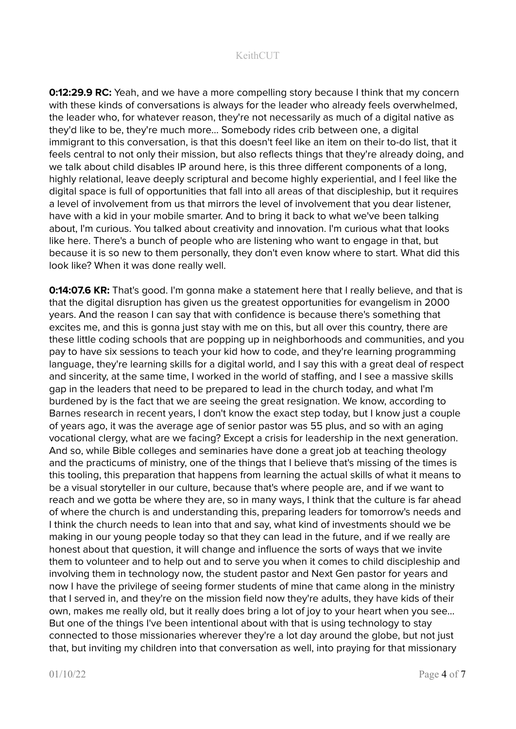**0:12:29.9 RC:** Yeah, and we have a more compelling story because I think that my concern with these kinds of conversations is always for the leader who already feels overwhelmed, the leader who, for whatever reason, they're not necessarily as much of a digital native as they'd like to be, they're much more... Somebody rides crib between one, a digital immigrant to this conversation, is that this doesn't feel like an item on their to-do list, that it feels central to not only their mission, but also reflects things that they're already doing, and we talk about child disables IP around here, is this three different components of a long, highly relational, leave deeply scriptural and become highly experiential, and I feel like the digital space is full of opportunities that fall into all areas of that discipleship, but it requires a level of involvement from us that mirrors the level of involvement that you dear listener, have with a kid in your mobile smarter. And to bring it back to what we've been talking about, I'm curious. You talked about creativity and innovation. I'm curious what that looks like here. There's a bunch of people who are listening who want to engage in that, but because it is so new to them personally, they don't even know where to start. What did this look like? When it was done really well.

**0:14:07.6 KR:** That's good. I'm gonna make a statement here that I really believe, and that is that the digital disruption has given us the greatest opportunities for evangelism in 2000 years. And the reason I can say that with confidence is because there's something that excites me, and this is gonna just stay with me on this, but all over this country, there are these little coding schools that are popping up in neighborhoods and communities, and you pay to have six sessions to teach your kid how to code, and they're learning programming language, they're learning skills for a digital world, and I say this with a great deal of respect and sincerity, at the same time, I worked in the world of staffing, and I see a massive skills gap in the leaders that need to be prepared to lead in the church today, and what I'm burdened by is the fact that we are seeing the great resignation. We know, according to Barnes research in recent years, I don't know the exact step today, but I know just a couple of years ago, it was the average age of senior pastor was 55 plus, and so with an aging vocational clergy, what are we facing? Except a crisis for leadership in the next generation. And so, while Bible colleges and seminaries have done a great job at teaching theology and the practicums of ministry, one of the things that I believe that's missing of the times is this tooling, this preparation that happens from learning the actual skills of what it means to be a visual storyteller in our culture, because that's where people are, and if we want to reach and we gotta be where they are, so in many ways, I think that the culture is far ahead of where the church is and understanding this, preparing leaders for tomorrow's needs and I think the church needs to lean into that and say, what kind of investments should we be making in our young people today so that they can lead in the future, and if we really are honest about that question, it will change and influence the sorts of ways that we invite them to volunteer and to help out and to serve you when it comes to child discipleship and involving them in technology now, the student pastor and Next Gen pastor for years and now I have the privilege of seeing former students of mine that came along in the ministry that I served in, and they're on the mission field now they're adults, they have kids of their own, makes me really old, but it really does bring a lot of joy to your heart when you see... But one of the things I've been intentional about with that is using technology to stay connected to those missionaries wherever they're a lot day around the globe, but not just that, but inviting my children into that conversation as well, into praying for that missionary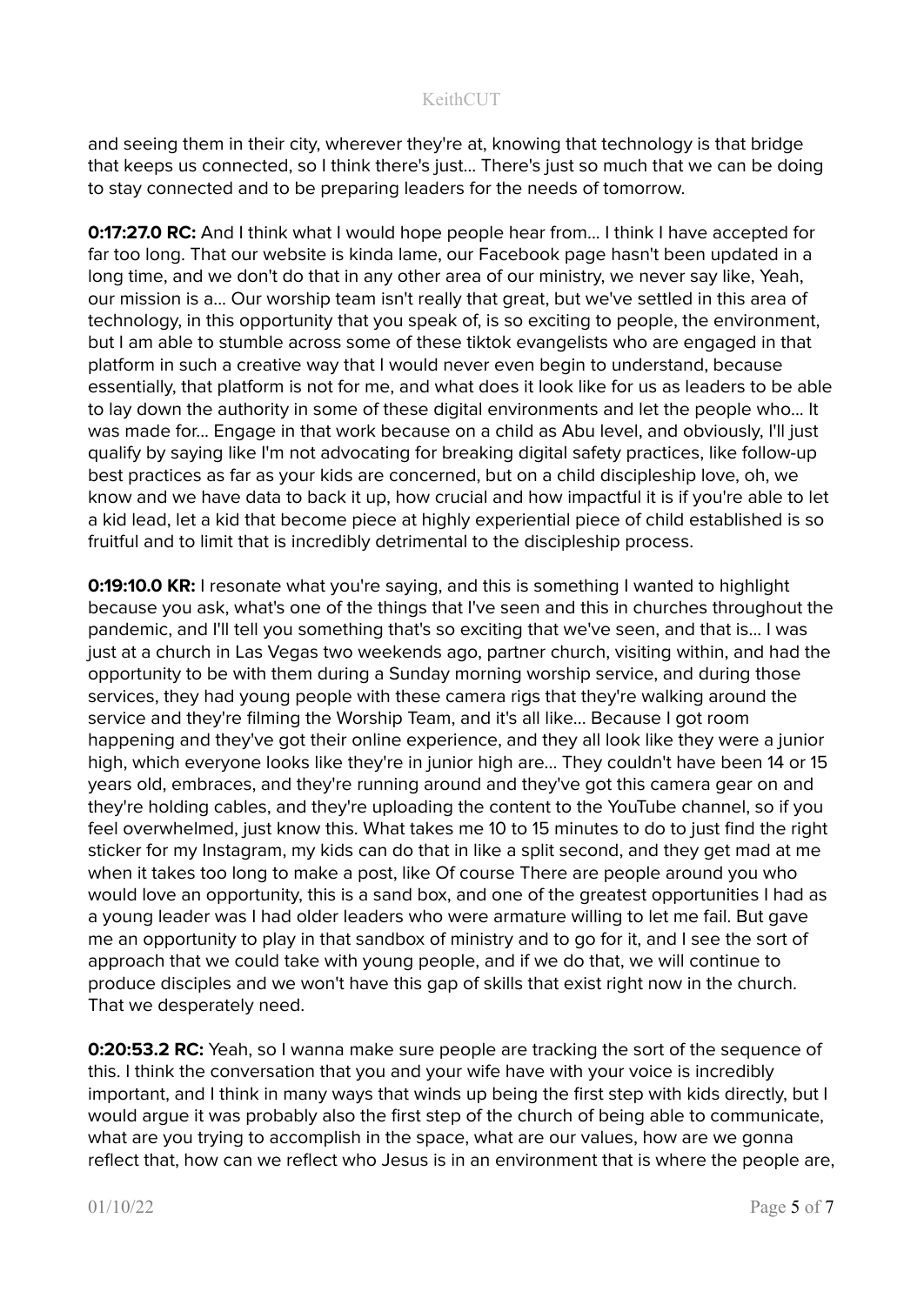and seeing them in their city, wherever they're at, knowing that technology is that bridge that keeps us connected, so I think there's just... There's just so much that we can be doing to stay connected and to be preparing leaders for the needs of tomorrow.

**0:17:27.0 RC:** And I think what I would hope people hear from... I think I have accepted for far too long. That our website is kinda lame, our Facebook page hasn't been updated in a long time, and we don't do that in any other area of our ministry, we never say like, Yeah, our mission is a... Our worship team isn't really that great, but we've settled in this area of technology, in this opportunity that you speak of, is so exciting to people, the environment, but I am able to stumble across some of these tiktok evangelists who are engaged in that platform in such a creative way that I would never even begin to understand, because essentially, that platform is not for me, and what does it look like for us as leaders to be able to lay down the authority in some of these digital environments and let the people who... It was made for... Engage in that work because on a child as Abu level, and obviously, I'll just qualify by saying like I'm not advocating for breaking digital safety practices, like follow-up best practices as far as your kids are concerned, but on a child discipleship love, oh, we know and we have data to back it up, how crucial and how impactful it is if you're able to let a kid lead, let a kid that become piece at highly experiential piece of child established is so fruitful and to limit that is incredibly detrimental to the discipleship process.

**0:19:10.0 KR:** I resonate what you're saying, and this is something I wanted to highlight because you ask, what's one of the things that I've seen and this in churches throughout the pandemic, and I'll tell you something that's so exciting that we've seen, and that is... I was just at a church in Las Vegas two weekends ago, partner church, visiting within, and had the opportunity to be with them during a Sunday morning worship service, and during those services, they had young people with these camera rigs that they're walking around the service and they're filming the Worship Team, and it's all like... Because I got room happening and they've got their online experience, and they all look like they were a junior high, which everyone looks like they're in junior high are... They couldn't have been 14 or 15 years old, embraces, and they're running around and they've got this camera gear on and they're holding cables, and they're uploading the content to the YouTube channel, so if you feel overwhelmed, just know this. What takes me 10 to 15 minutes to do to just find the right sticker for my Instagram, my kids can do that in like a split second, and they get mad at me when it takes too long to make a post, like Of course There are people around you who would love an opportunity, this is a sand box, and one of the greatest opportunities I had as a young leader was I had older leaders who were armature willing to let me fail. But gave me an opportunity to play in that sandbox of ministry and to go for it, and I see the sort of approach that we could take with young people, and if we do that, we will continue to produce disciples and we won't have this gap of skills that exist right now in the church. That we desperately need.

**0:20:53.2 RC:** Yeah, so I wanna make sure people are tracking the sort of the sequence of this. I think the conversation that you and your wife have with your voice is incredibly important, and I think in many ways that winds up being the first step with kids directly, but I would argue it was probably also the first step of the church of being able to communicate, what are you trying to accomplish in the space, what are our values, how are we gonna reflect that, how can we reflect who Jesus is in an environment that is where the people are,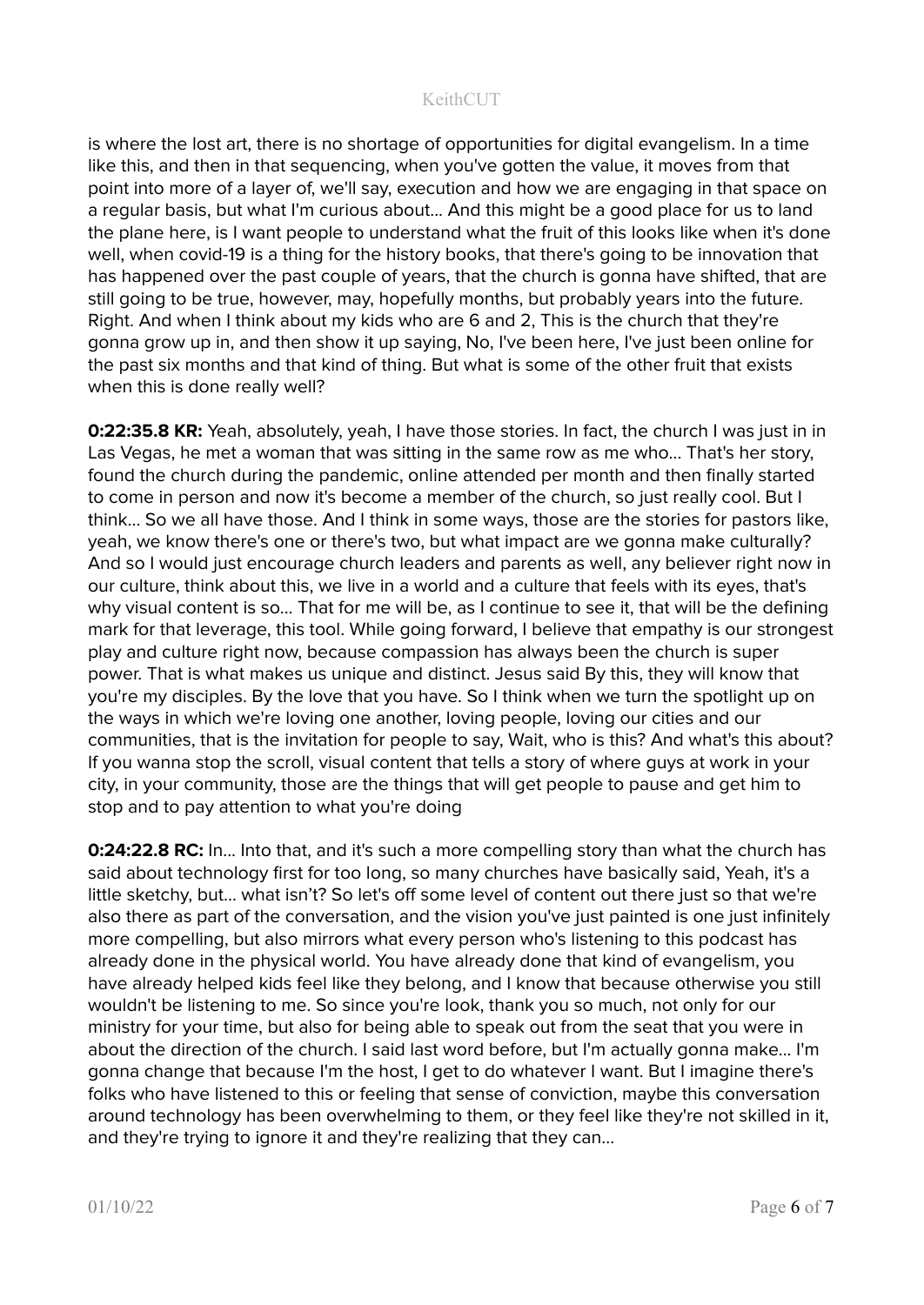is where the lost art, there is no shortage of opportunities for digital evangelism. In a time like this, and then in that sequencing, when you've gotten the value, it moves from that point into more of a layer of, we'll say, execution and how we are engaging in that space on a regular basis, but what I'm curious about... And this might be a good place for us to land the plane here, is I want people to understand what the fruit of this looks like when it's done well, when covid-19 is a thing for the history books, that there's going to be innovation that has happened over the past couple of years, that the church is gonna have shifted, that are still going to be true, however, may, hopefully months, but probably years into the future. Right. And when I think about my kids who are 6 and 2, This is the church that they're gonna grow up in, and then show it up saying, No, I've been here, I've just been online for the past six months and that kind of thing. But what is some of the other fruit that exists when this is done really well?

**0:22:35.8 KR:** Yeah, absolutely, yeah, I have those stories. In fact, the church I was just in in Las Vegas, he met a woman that was sitting in the same row as me who... That's her story, found the church during the pandemic, online attended per month and then finally started to come in person and now it's become a member of the church, so just really cool. But I think... So we all have those. And I think in some ways, those are the stories for pastors like, yeah, we know there's one or there's two, but what impact are we gonna make culturally? And so I would just encourage church leaders and parents as well, any believer right now in our culture, think about this, we live in a world and a culture that feels with its eyes, that's why visual content is so... That for me will be, as I continue to see it, that will be the defining mark for that leverage, this tool. While going forward, I believe that empathy is our strongest play and culture right now, because compassion has always been the church is super power. That is what makes us unique and distinct. Jesus said By this, they will know that you're my disciples. By the love that you have. So I think when we turn the spotlight up on the ways in which we're loving one another, loving people, loving our cities and our communities, that is the invitation for people to say, Wait, who is this? And what's this about? If you wanna stop the scroll, visual content that tells a story of where guys at work in your city, in your community, those are the things that will get people to pause and get him to stop and to pay attention to what you're doing

**0:24:22.8 RC:** In... Into that, and it's such a more compelling story than what the church has said about technology first for too long, so many churches have basically said, Yeah, it's a little sketchy, but... what isn't? So let's off some level of content out there just so that we're also there as part of the conversation, and the vision you've just painted is one just infinitely more compelling, but also mirrors what every person who's listening to this podcast has already done in the physical world. You have already done that kind of evangelism, you have already helped kids feel like they belong, and I know that because otherwise you still wouldn't be listening to me. So since you're look, thank you so much, not only for our ministry for your time, but also for being able to speak out from the seat that you were in about the direction of the church. I said last word before, but I'm actually gonna make... I'm gonna change that because I'm the host, I get to do whatever I want. But I imagine there's folks who have listened to this or feeling that sense of conviction, maybe this conversation around technology has been overwhelming to them, or they feel like they're not skilled in it, and they're trying to ignore it and they're realizing that they can...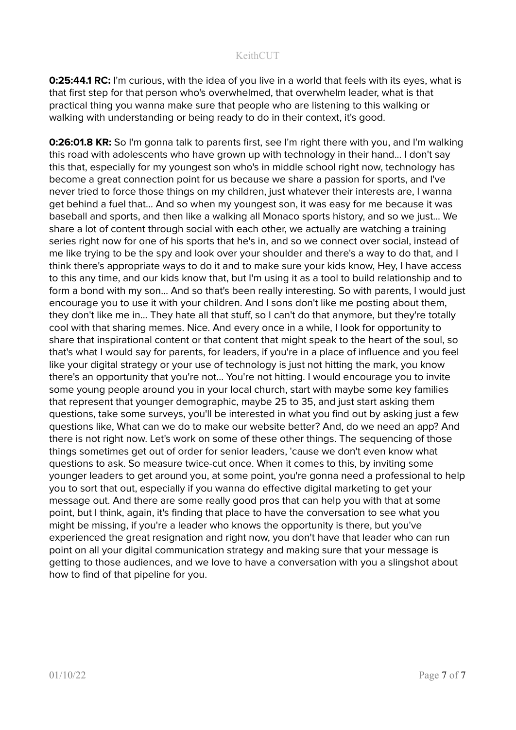**0:25:44.1 RC:** I'm curious, with the idea of you live in a world that feels with its eyes, what is that first step for that person who's overwhelmed, that overwhelm leader, what is that practical thing you wanna make sure that people who are listening to this walking or walking with understanding or being ready to do in their context, it's good.

**0:26:01.8 KR:** So I'm gonna talk to parents first, see I'm right there with you, and I'm walking this road with adolescents who have grown up with technology in their hand... I don't say this that, especially for my youngest son who's in middle school right now, technology has become a great connection point for us because we share a passion for sports, and I've never tried to force those things on my children, just whatever their interests are, I wanna get behind a fuel that... And so when my youngest son, it was easy for me because it was baseball and sports, and then like a walking all Monaco sports history, and so we just... We share a lot of content through social with each other, we actually are watching a training series right now for one of his sports that he's in, and so we connect over social, instead of me like trying to be the spy and look over your shoulder and there's a way to do that, and I think there's appropriate ways to do it and to make sure your kids know, Hey, I have access to this any time, and our kids know that, but I'm using it as a tool to build relationship and to form a bond with my son... And so that's been really interesting. So with parents, I would just encourage you to use it with your children. And I sons don't like me posting about them, they don't like me in... They hate all that stuff, so I can't do that anymore, but they're totally cool with that sharing memes. Nice. And every once in a while, I look for opportunity to share that inspirational content or that content that might speak to the heart of the soul, so that's what I would say for parents, for leaders, if you're in a place of influence and you feel like your digital strategy or your use of technology is just not hitting the mark, you know there's an opportunity that you're not... You're not hitting. I would encourage you to invite some young people around you in your local church, start with maybe some key families that represent that younger demographic, maybe 25 to 35, and just start asking them questions, take some surveys, you'll be interested in what you find out by asking just a few questions like, What can we do to make our website better? And, do we need an app? And there is not right now. Let's work on some of these other things. The sequencing of those things sometimes get out of order for senior leaders, 'cause we don't even know what questions to ask. So measure twice-cut once. When it comes to this, by inviting some younger leaders to get around you, at some point, you're gonna need a professional to help you to sort that out, especially if you wanna do effective digital marketing to get your message out. And there are some really good pros that can help you with that at some point, but I think, again, it's finding that place to have the conversation to see what you might be missing, if you're a leader who knows the opportunity is there, but you've experienced the great resignation and right now, you don't have that leader who can run point on all your digital communication strategy and making sure that your message is getting to those audiences, and we love to have a conversation with you a slingshot about how to find of that pipeline for you.